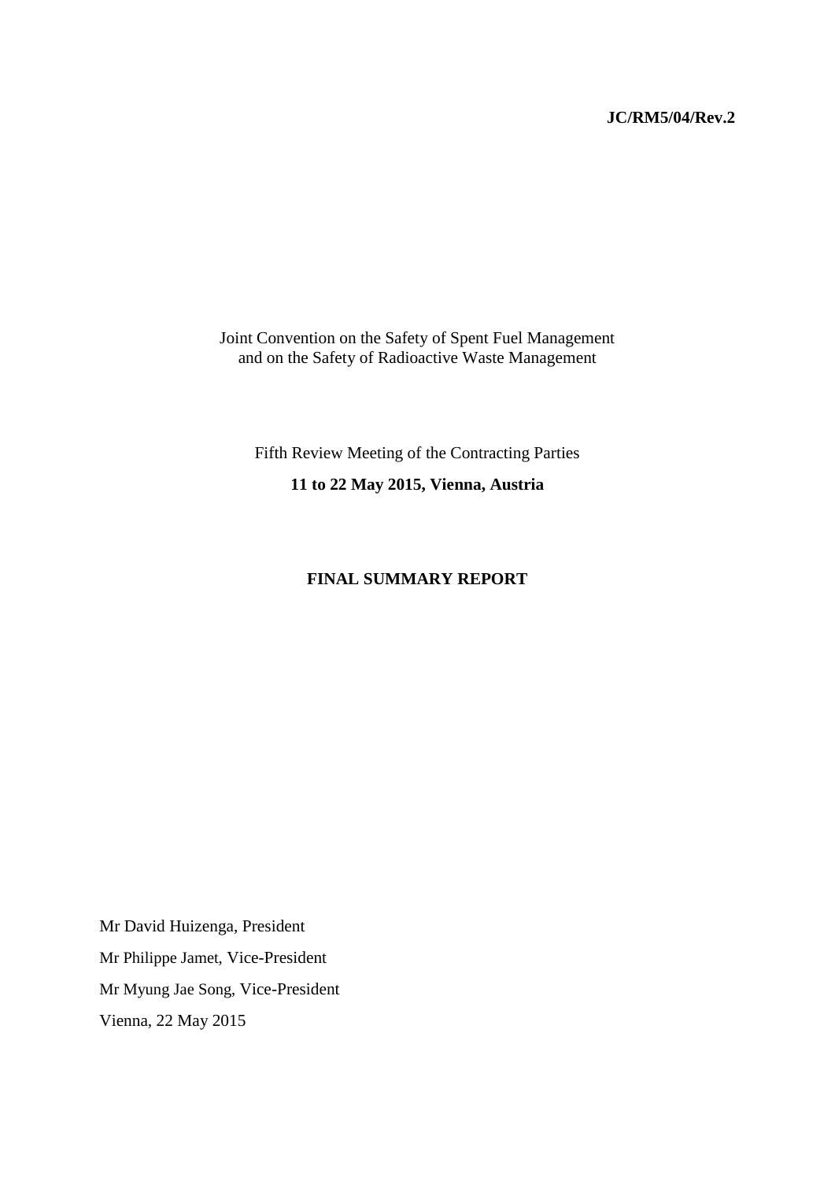**JC/RM5/04/Rev.2**

Joint Convention on the Safety of Spent Fuel Management
and on the Safety of Radioactive Waste Management

Fifth Review Meeting of the Contracting Parties

**11 to 22 May 2015, Vienna, Austria**

**FINAL SUMMARY REPORT**

Mr David Huizenga, President

Mr Philippe Jamet, Vice-President

Mr Myung Jae Song, Vice-President

Vienna, 22 May 2015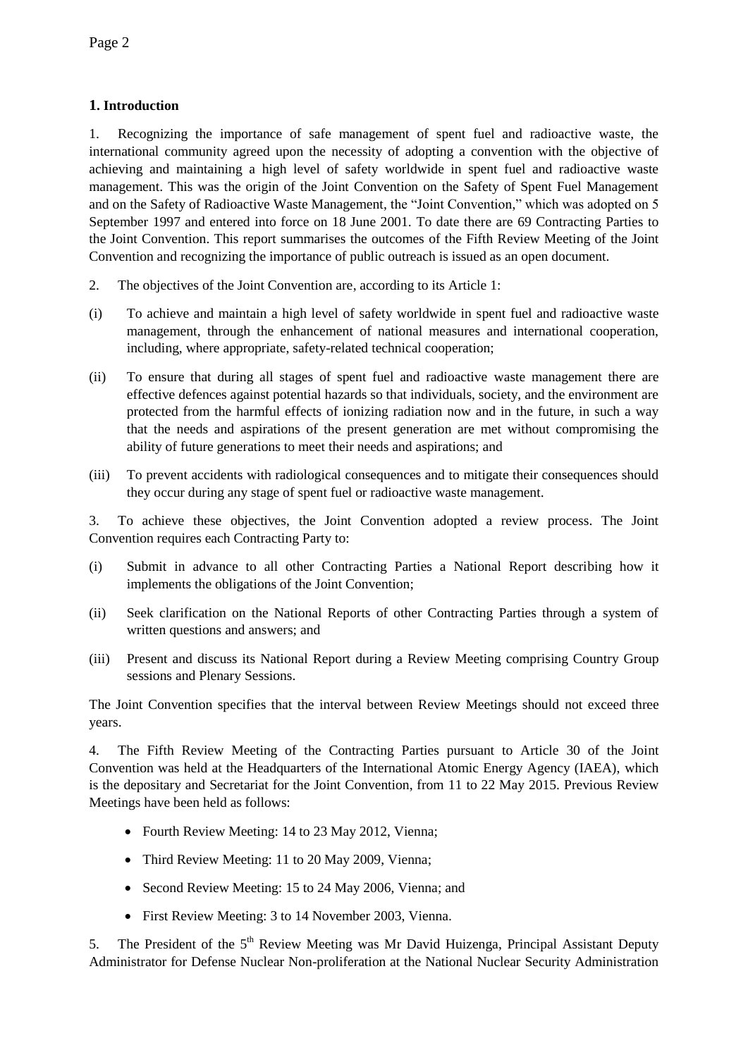## 1. Introduction

1. Recognizing the importance of safe management of spent fuel and radioactive waste, the international community agreed upon the necessity of adopting a convention with the objective of achieving and maintaining a high level of safety worldwide in spent fuel and radioactive waste management. This was the origin of the Joint Convention on the Safety of Spent Fuel Management and on the Safety of Radioactive Waste Management, the "Joint Convention," which was adopted on 5 September 1997 and entered into force on 18 June 2001. To date there are 69 Contracting Parties to the Joint Convention. This report summarises the outcomes of the Fifth Review Meeting of the Joint Convention and recognizing the importance of public outreach is issued as an open document.

2. The objectives of the Joint Convention are, according to its Article 1:

(i) To achieve and maintain a high level of safety worldwide in spent fuel and radioactive waste management, through the enhancement of national measures and international cooperation, including, where appropriate, safety-related technical cooperation;

(ii) To ensure that during all stages of spent fuel and radioactive waste management there are effective defences against potential hazards so that individuals, society, and the environment are protected from the harmful effects of ionizing radiation now and in the future, in such a way that the needs and aspirations of the present generation are met without compromising the ability of future generations to meet their needs and aspirations; and

(iii) To prevent accidents with radiological consequences and to mitigate their consequences should they occur during any stage of spent fuel or radioactive waste management.

3. To achieve these objectives, the Joint Convention adopted a review process. The Joint Convention requires each Contracting Party to:

(i) Submit in advance to all other Contracting Parties a National Report describing how it implements the obligations of the Joint Convention;

(ii) Seek clarification on the National Reports of other Contracting Parties through a system of written questions and answers; and

(iii) Present and discuss its National Report during a Review Meeting comprising Country Group sessions and Plenary Sessions.

The Joint Convention specifies that the interval between Review Meetings should not exceed three years.

4. The Fifth Review Meeting of the Contracting Parties pursuant to Article 30 of the Joint Convention was held at the Headquarters of the International Atomic Energy Agency (IAEA), which is the depositary and Secretariat for the Joint Convention, from 11 to 22 May 2015. Previous Review Meetings have been held as follows:

- Fourth Review Meeting: 14 to 23 May 2012, Vienna;
- Third Review Meeting: 11 to 20 May 2009, Vienna;
- Second Review Meeting: 15 to 24 May 2006, Vienna; and
- First Review Meeting: 3 to 14 November 2003, Vienna.

5. The President of the 5th Review Meeting was Mr David Huizenga, Principal Assistant Deputy Administrator for Defense Nuclear Non-proliferation at the National Nuclear Security Administration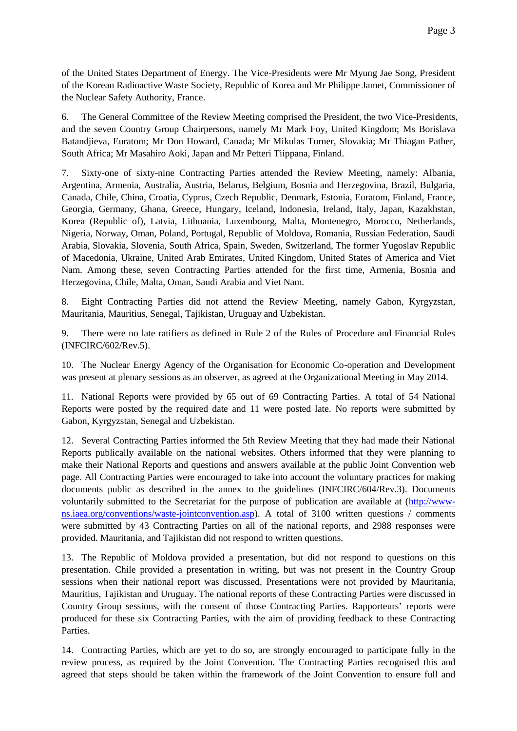of the United States Department of Energy. The Vice-Presidents were Mr Myung Jae Song, President of the Korean Radioactive Waste Society, Republic of Korea and Mr Philippe Jamet, Commissioner of the Nuclear Safety Authority, France.

6. The General Committee of the Review Meeting comprised the President, the two Vice-Presidents, and the seven Country Group Chairpersons, namely Mr Mark Foy, United Kingdom; Ms Borislava Batandjieva, Euratom; Mr Don Howard, Canada; Mr Mikulas Turner, Slovakia; Mr Thiagan Pather, South Africa; Mr Masahiro Aoki, Japan and Mr Petteri Tiippana, Finland.

7. Sixty-one of sixty-nine Contracting Parties attended the Review Meeting, namely: Albania, Argentina, Armenia, Australia, Austria, Belarus, Belgium, Bosnia and Herzegovina, Brazil, Bulgaria, Canada, Chile, China, Croatia, Cyprus, Czech Republic, Denmark, Estonia, Euratom, Finland, France, Georgia, Germany, Ghana, Greece, Hungary, Iceland, Indonesia, Ireland, Italy, Japan, Kazakhstan, Korea (Republic of), Latvia, Lithuania, Luxembourg, Malta, Montenegro, Morocco, Netherlands, Nigeria, Norway, Oman, Poland, Portugal, Republic of Moldova, Romania, Russian Federation, Saudi Arabia, Slovakia, Slovenia, South Africa, Spain, Sweden, Switzerland, The former Yugoslav Republic of Macedonia, Ukraine, United Arab Emirates, United Kingdom, United States of America and Viet Nam. Among these, seven Contracting Parties attended for the first time, Armenia, Bosnia and Herzegovina, Chile, Malta, Oman, Saudi Arabia and Viet Nam.

8. Eight Contracting Parties did not attend the Review Meeting, namely Gabon, Kyrgyzstan, Mauritania, Mauritius, Senegal, Tajikistan, Uruguay and Uzbekistan.

9. There were no late ratifiers as defined in Rule 2 of the Rules of Procedure and Financial Rules (INFCIRC/602/Rev.5).

10. The Nuclear Energy Agency of the Organisation for Economic Co-operation and Development was present at plenary sessions as an observer, as agreed at the Organizational Meeting in May 2014.

11. National Reports were provided by 65 out of 69 Contracting Parties. A total of 54 National Reports were posted by the required date and 11 were posted late. No reports were submitted by Gabon, Kyrgyzstan, Senegal and Uzbekistan.

12. Several Contracting Parties informed the 5th Review Meeting that they had made their National Reports publically available on the national websites. Others informed that they were planning to make their National Reports and questions and answers available at the public Joint Convention web page. All Contracting Parties were encouraged to take into account the voluntary practices for making documents public as described in the annex to the guidelines (INFCIRC/604/Rev.3). Documents voluntarily submitted to the Secretariat for the purpose of publication are available at (http://www-ns.iaea.org/conventions/waste-jointconvention.asp). A total of 3100 written questions / comments were submitted by 43 Contracting Parties on all of the national reports, and 2988 responses were provided. Mauritania, and Tajikistan did not respond to written questions.

13. The Republic of Moldova provided a presentation, but did not respond to questions on this presentation. Chile provided a presentation in writing, but was not present in the Country Group sessions when their national report was discussed. Presentations were not provided by Mauritania, Mauritius, Tajikistan and Uruguay. The national reports of these Contracting Parties were discussed in Country Group sessions, with the consent of those Contracting Parties. Rapporteurs' reports were produced for these six Contracting Parties, with the aim of providing feedback to these Contracting Parties.

14. Contracting Parties, which are yet to do so, are strongly encouraged to participate fully in the review process, as required by the Joint Convention. The Contracting Parties recognised this and agreed that steps should be taken within the framework of the Joint Convention to ensure full and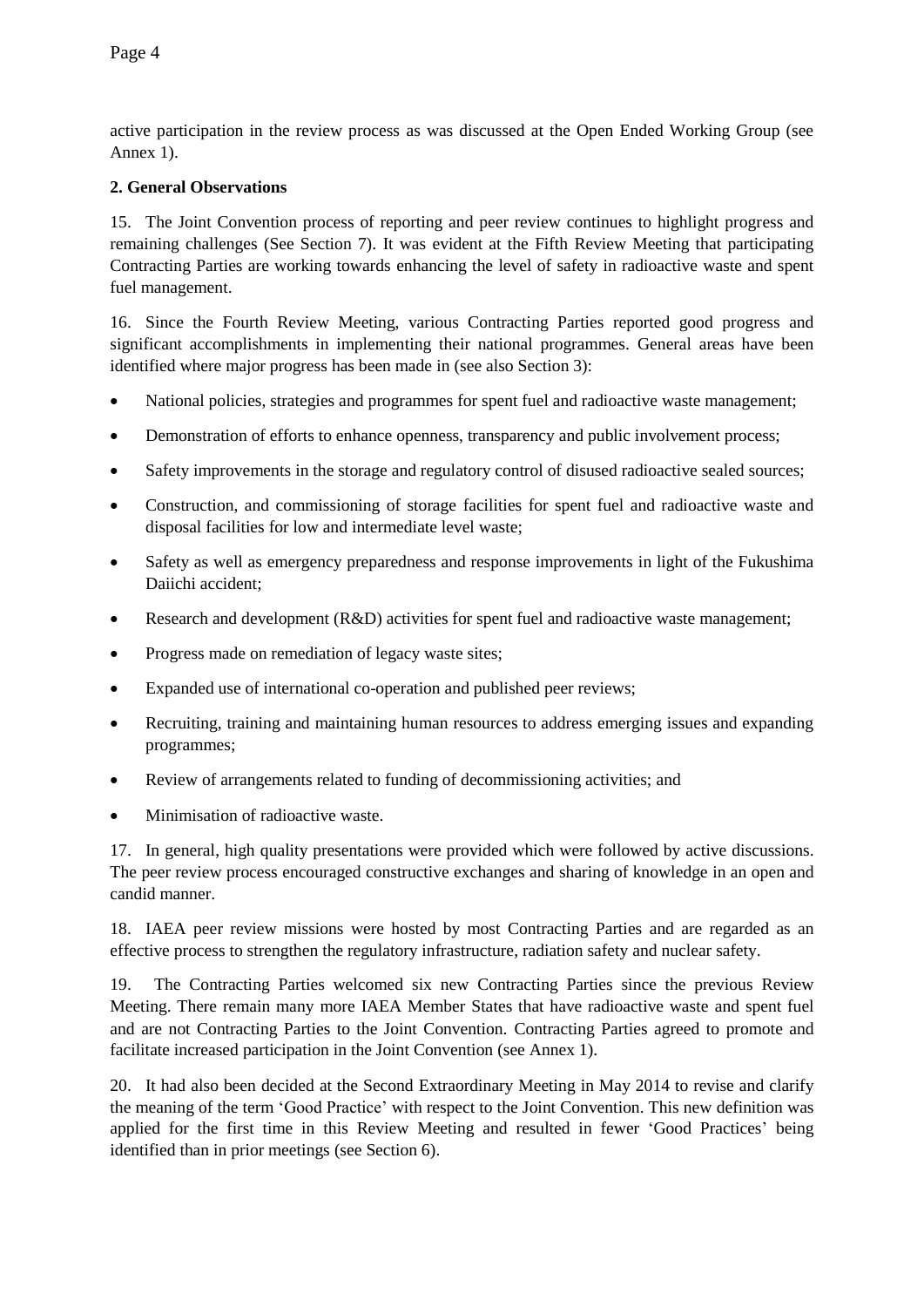active participation in the review process as was discussed at the Open Ended Working Group (see Annex 1).

## 2. General Observations

15. The Joint Convention process of reporting and peer review continues to highlight progress and remaining challenges (See Section 7). It was evident at the Fifth Review Meeting that participating Contracting Parties are working towards enhancing the level of safety in radioactive waste and spent fuel management.

16. Since the Fourth Review Meeting, various Contracting Parties reported good progress and significant accomplishments in implementing their national programmes. General areas have been identified where major progress has been made in (see also Section 3):

- National policies, strategies and programmes for spent fuel and radioactive waste management;
- Demonstration of efforts to enhance openness, transparency and public involvement process;
- Safety improvements in the storage and regulatory control of disused radioactive sealed sources;
- Construction, and commissioning of storage facilities for spent fuel and radioactive waste and disposal facilities for low and intermediate level waste;
- Safety as well as emergency preparedness and response improvements in light of the Fukushima Daiichi accident;
- Research and development (R&D) activities for spent fuel and radioactive waste management;
- Progress made on remediation of legacy waste sites;
- Expanded use of international co-operation and published peer reviews;
- Recruiting, training and maintaining human resources to address emerging issues and expanding programmes;
- Review of arrangements related to funding of decommissioning activities; and
- Minimisation of radioactive waste.

17. In general, high quality presentations were provided which were followed by active discussions. The peer review process encouraged constructive exchanges and sharing of knowledge in an open and candid manner.

18. IAEA peer review missions were hosted by most Contracting Parties and are regarded as an effective process to strengthen the regulatory infrastructure, radiation safety and nuclear safety.

19. The Contracting Parties welcomed six new Contracting Parties since the previous Review Meeting. There remain many more IAEA Member States that have radioactive waste and spent fuel and are not Contracting Parties to the Joint Convention. Contracting Parties agreed to promote and facilitate increased participation in the Joint Convention (see Annex 1).

20. It had also been decided at the Second Extraordinary Meeting in May 2014 to revise and clarify the meaning of the term 'Good Practice' with respect to the Joint Convention. This new definition was applied for the first time in this Review Meeting and resulted in fewer 'Good Practices' being identified than in prior meetings (see Section 6).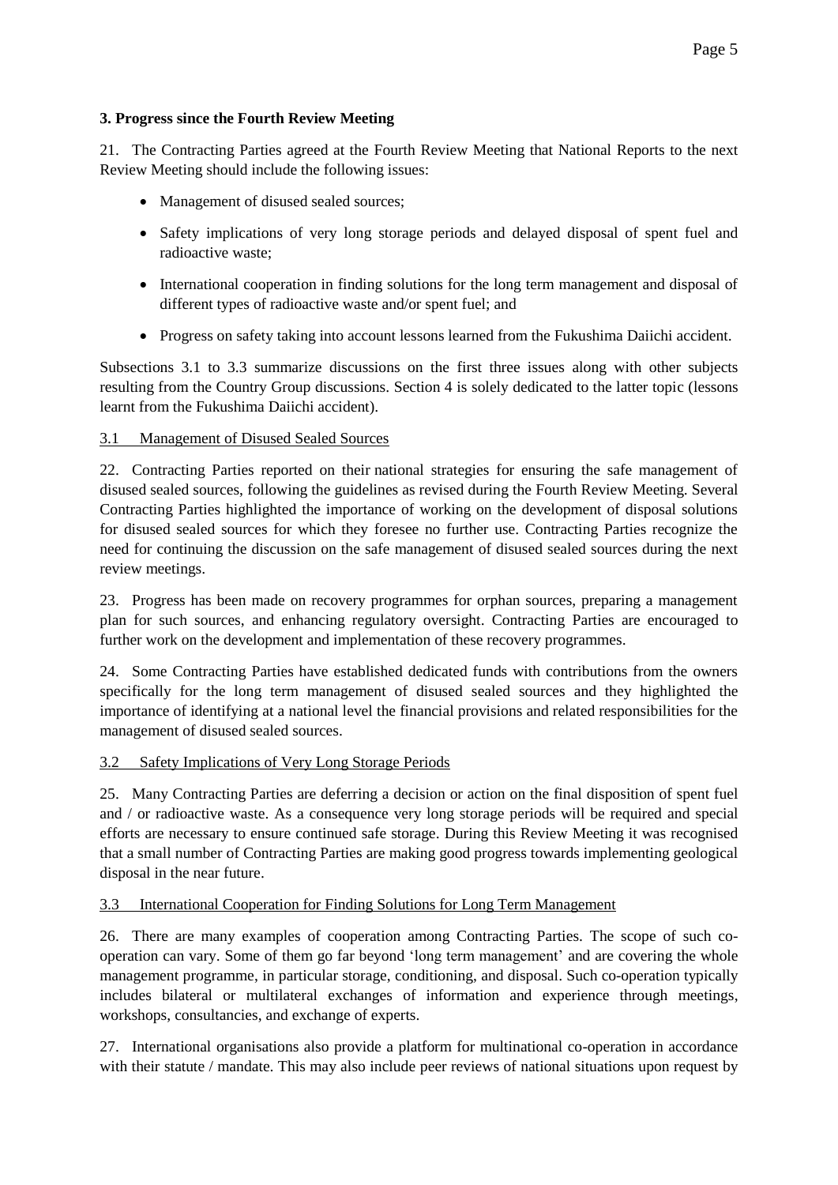## 3. Progress since the Fourth Review Meeting

21. The Contracting Parties agreed at the Fourth Review Meeting that National Reports to the next Review Meeting should include the following issues:

- Management of disused sealed sources;
- Safety implications of very long storage periods and delayed disposal of spent fuel and radioactive waste;
- International cooperation in finding solutions for the long term management and disposal of different types of radioactive waste and/or spent fuel; and
- Progress on safety taking into account lessons learned from the Fukushima Daiichi accident.

Subsections 3.1 to 3.3 summarize discussions on the first three issues along with other subjects resulting from the Country Group discussions. Section 4 is solely dedicated to the latter topic (lessons learnt from the Fukushima Daiichi accident).

### 3.1 Management of Disused Sealed Sources

22. Contracting Parties reported on their national strategies for ensuring the safe management of disused sealed sources, following the guidelines as revised during the Fourth Review Meeting. Several Contracting Parties highlighted the importance of working on the development of disposal solutions for disused sealed sources for which they foresee no further use. Contracting Parties recognize the need for continuing the discussion on the safe management of disused sealed sources during the next review meetings.

23. Progress has been made on recovery programmes for orphan sources, preparing a management plan for such sources, and enhancing regulatory oversight. Contracting Parties are encouraged to further work on the development and implementation of these recovery programmes.

24. Some Contracting Parties have established dedicated funds with contributions from the owners specifically for the long term management of disused sealed sources and they highlighted the importance of identifying at a national level the financial provisions and related responsibilities for the management of disused sealed sources.

### 3.2 Safety Implications of Very Long Storage Periods

25. Many Contracting Parties are deferring a decision or action on the final disposition of spent fuel and / or radioactive waste. As a consequence very long storage periods will be required and special efforts are necessary to ensure continued safe storage. During this Review Meeting it was recognised that a small number of Contracting Parties are making good progress towards implementing geological disposal in the near future.

### 3.3 International Cooperation for Finding Solutions for Long Term Management

26. There are many examples of cooperation among Contracting Parties. The scope of such co-operation can vary. Some of them go far beyond 'long term management' and are covering the whole management programme, in particular storage, conditioning, and disposal. Such co-operation typically includes bilateral or multilateral exchanges of information and experience through meetings, workshops, consultancies, and exchange of experts.

27. International organisations also provide a platform for multinational co-operation in accordance with their statute / mandate. This may also include peer reviews of national situations upon request by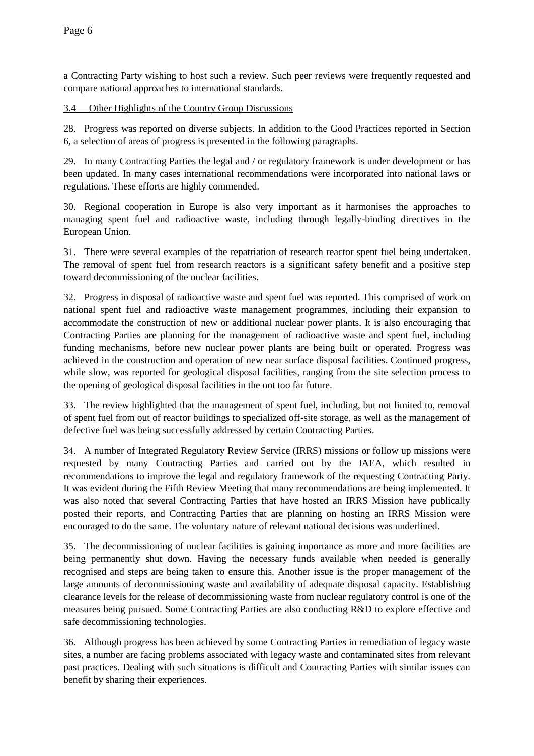a Contracting Party wishing to host such a review. Such peer reviews were frequently requested and compare national approaches to international standards.

### 3.4 Other Highlights of the Country Group Discussions

28. Progress was reported on diverse subjects. In addition to the Good Practices reported in Section 6, a selection of areas of progress is presented in the following paragraphs.

29. In many Contracting Parties the legal and / or regulatory framework is under development or has been updated. In many cases international recommendations were incorporated into national laws or regulations. These efforts are highly commended.

30. Regional cooperation in Europe is also very important as it harmonises the approaches to managing spent fuel and radioactive waste, including through legally-binding directives in the European Union.

31. There were several examples of the repatriation of research reactor spent fuel being undertaken. The removal of spent fuel from research reactors is a significant safety benefit and a positive step toward decommissioning of the nuclear facilities.

32. Progress in disposal of radioactive waste and spent fuel was reported. This comprised of work on national spent fuel and radioactive waste management programmes, including their expansion to accommodate the construction of new or additional nuclear power plants. It is also encouraging that Contracting Parties are planning for the management of radioactive waste and spent fuel, including funding mechanisms, before new nuclear power plants are being built or operated. Progress was achieved in the construction and operation of new near surface disposal facilities. Continued progress, while slow, was reported for geological disposal facilities, ranging from the site selection process to the opening of geological disposal facilities in the not too far future.

33. The review highlighted that the management of spent fuel, including, but not limited to, removal of spent fuel from out of reactor buildings to specialized off-site storage, as well as the management of defective fuel was being successfully addressed by certain Contracting Parties.

34. A number of Integrated Regulatory Review Service (IRRS) missions or follow up missions were requested by many Contracting Parties and carried out by the IAEA, which resulted in recommendations to improve the legal and regulatory framework of the requesting Contracting Party. It was evident during the Fifth Review Meeting that many recommendations are being implemented. It was also noted that several Contracting Parties that have hosted an IRRS Mission have publically posted their reports, and Contracting Parties that are planning on hosting an IRRS Mission were encouraged to do the same. The voluntary nature of relevant national decisions was underlined.

35. The decommissioning of nuclear facilities is gaining importance as more and more facilities are being permanently shut down. Having the necessary funds available when needed is generally recognised and steps are being taken to ensure this. Another issue is the proper management of the large amounts of decommissioning waste and availability of adequate disposal capacity. Establishing clearance levels for the release of decommissioning waste from nuclear regulatory control is one of the measures being pursued. Some Contracting Parties are also conducting R&D to explore effective and safe decommissioning technologies.

36. Although progress has been achieved by some Contracting Parties in remediation of legacy waste sites, a number are facing problems associated with legacy waste and contaminated sites from relevant past practices. Dealing with such situations is difficult and Contracting Parties with similar issues can benefit by sharing their experiences.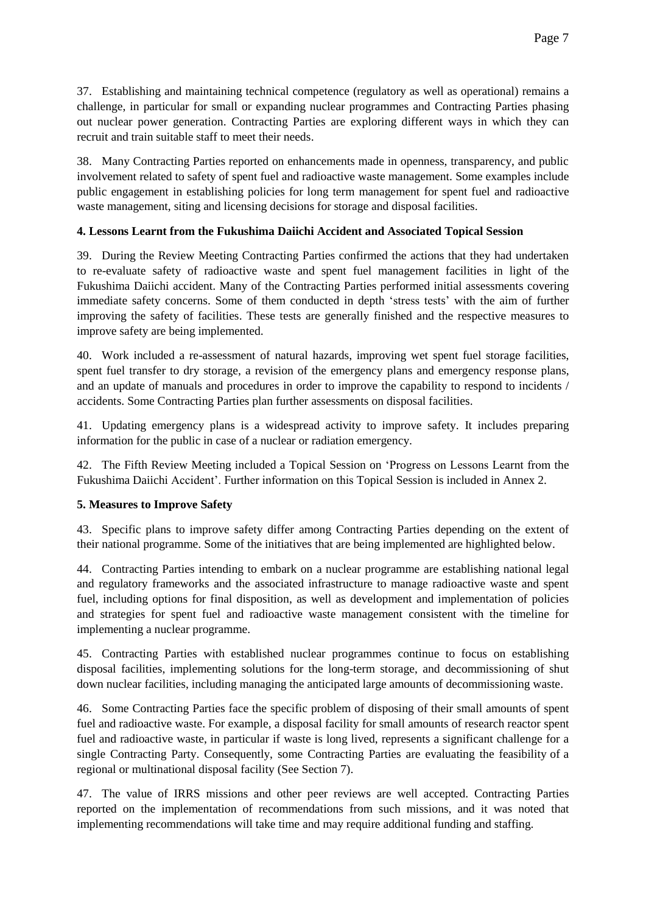37. Establishing and maintaining technical competence (regulatory as well as operational) remains a challenge, in particular for small or expanding nuclear programmes and Contracting Parties phasing out nuclear power generation. Contracting Parties are exploring different ways in which they can recruit and train suitable staff to meet their needs.

38. Many Contracting Parties reported on enhancements made in openness, transparency, and public involvement related to safety of spent fuel and radioactive waste management. Some examples include public engagement in establishing policies for long term management for spent fuel and radioactive waste management, siting and licensing decisions for storage and disposal facilities.

## 4. Lessons Learnt from the Fukushima Daiichi Accident and Associated Topical Session

39. During the Review Meeting Contracting Parties confirmed the actions that they had undertaken to re-evaluate safety of radioactive waste and spent fuel management facilities in light of the Fukushima Daiichi accident. Many of the Contracting Parties performed initial assessments covering immediate safety concerns. Some of them conducted in depth 'stress tests' with the aim of further improving the safety of facilities. These tests are generally finished and the respective measures to improve safety are being implemented.

40. Work included a re-assessment of natural hazards, improving wet spent fuel storage facilities, spent fuel transfer to dry storage, a revision of the emergency plans and emergency response plans, and an update of manuals and procedures in order to improve the capability to respond to incidents / accidents. Some Contracting Parties plan further assessments on disposal facilities.

41. Updating emergency plans is a widespread activity to improve safety. It includes preparing information for the public in case of a nuclear or radiation emergency.

42. The Fifth Review Meeting included a Topical Session on 'Progress on Lessons Learnt from the Fukushima Daiichi Accident'. Further information on this Topical Session is included in Annex 2.

## 5. Measures to Improve Safety

43. Specific plans to improve safety differ among Contracting Parties depending on the extent of their national programme. Some of the initiatives that are being implemented are highlighted below.

44. Contracting Parties intending to embark on a nuclear programme are establishing national legal and regulatory frameworks and the associated infrastructure to manage radioactive waste and spent fuel, including options for final disposition, as well as development and implementation of policies and strategies for spent fuel and radioactive waste management consistent with the timeline for implementing a nuclear programme.

45. Contracting Parties with established nuclear programmes continue to focus on establishing disposal facilities, implementing solutions for the long-term storage, and decommissioning of shut down nuclear facilities, including managing the anticipated large amounts of decommissioning waste.

46. Some Contracting Parties face the specific problem of disposing of their small amounts of spent fuel and radioactive waste. For example, a disposal facility for small amounts of research reactor spent fuel and radioactive waste, in particular if waste is long lived, represents a significant challenge for a single Contracting Party. Consequently, some Contracting Parties are evaluating the feasibility of a regional or multinational disposal facility (See Section 7).

47. The value of IRRS missions and other peer reviews are well accepted. Contracting Parties reported on the implementation of recommendations from such missions, and it was noted that implementing recommendations will take time and may require additional funding and staffing.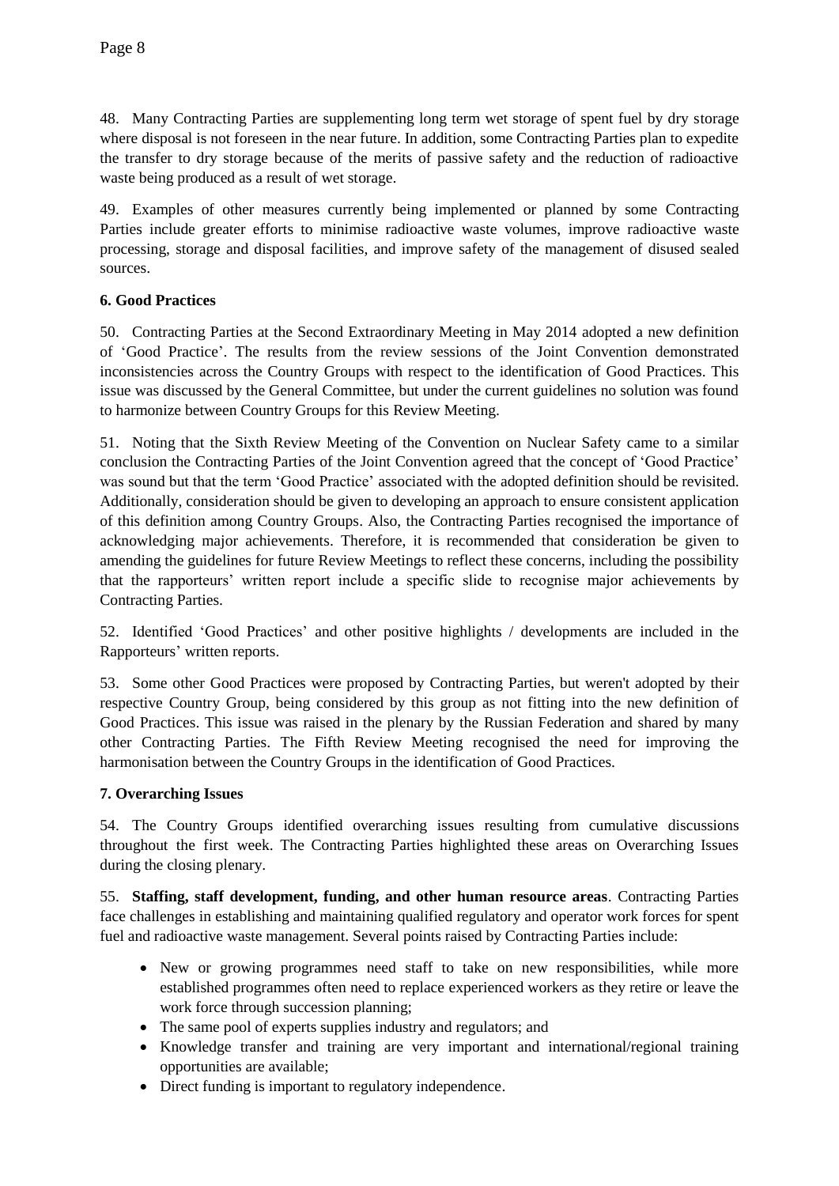48. Many Contracting Parties are supplementing long term wet storage of spent fuel by dry storage where disposal is not foreseen in the near future. In addition, some Contracting Parties plan to expedite the transfer to dry storage because of the merits of passive safety and the reduction of radioactive waste being produced as a result of wet storage.

49. Examples of other measures currently being implemented or planned by some Contracting Parties include greater efforts to minimise radioactive waste volumes, improve radioactive waste processing, storage and disposal facilities, and improve safety of the management of disused sealed sources.

### 6. Good Practices

50. Contracting Parties at the Second Extraordinary Meeting in May 2014 adopted a new definition of 'Good Practice'. The results from the review sessions of the Joint Convention demonstrated inconsistencies across the Country Groups with respect to the identification of Good Practices. This issue was discussed by the General Committee, but under the current guidelines no solution was found to harmonize between Country Groups for this Review Meeting.

51. Noting that the Sixth Review Meeting of the Convention on Nuclear Safety came to a similar conclusion the Contracting Parties of the Joint Convention agreed that the concept of 'Good Practice' was sound but that the term 'Good Practice' associated with the adopted definition should be revisited. Additionally, consideration should be given to developing an approach to ensure consistent application of this definition among Country Groups. Also, the Contracting Parties recognised the importance of acknowledging major achievements. Therefore, it is recommended that consideration be given to amending the guidelines for future Review Meetings to reflect these concerns, including the possibility that the rapporteurs' written report include a specific slide to recognise major achievements by Contracting Parties.

52. Identified 'Good Practices' and other positive highlights / developments are included in the Rapporteurs' written reports.

53. Some other Good Practices were proposed by Contracting Parties, but weren't adopted by their respective Country Group, being considered by this group as not fitting into the new definition of Good Practices. This issue was raised in the plenary by the Russian Federation and shared by many other Contracting Parties. The Fifth Review Meeting recognised the need for improving the harmonisation between the Country Groups in the identification of Good Practices.

### 7. Overarching Issues

54. The Country Groups identified overarching issues resulting from cumulative discussions throughout the first week. The Contracting Parties highlighted these areas on Overarching Issues during the closing plenary.

55. **Staffing, staff development, funding, and other human resource areas**. Contracting Parties face challenges in establishing and maintaining qualified regulatory and operator work forces for spent fuel and radioactive waste management. Several points raised by Contracting Parties include:

- New or growing programmes need staff to take on new responsibilities, while more established programmes often need to replace experienced workers as they retire or leave the work force through succession planning;
- The same pool of experts supplies industry and regulators; and
- Knowledge transfer and training are very important and international/regional training opportunities are available;
- Direct funding is important to regulatory independence.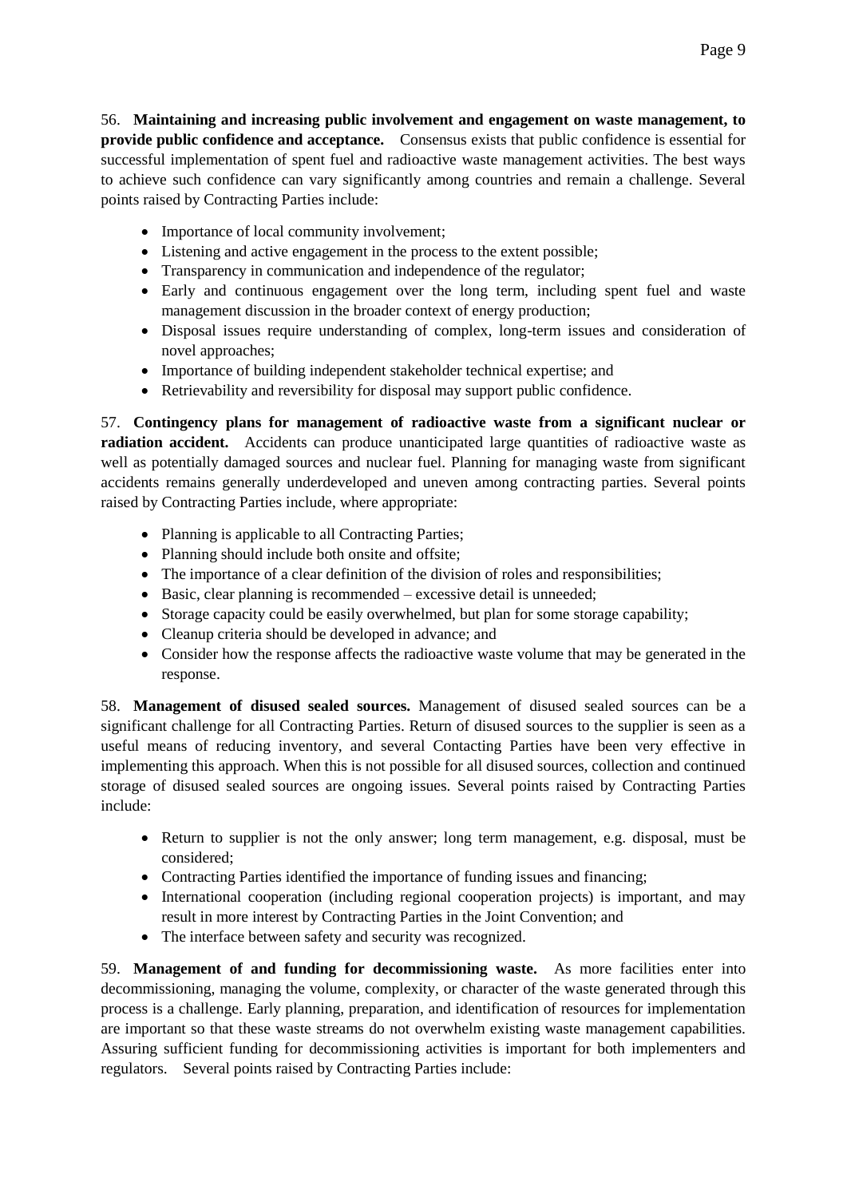56. **Maintaining and increasing public involvement and engagement on waste management, to provide public confidence and acceptance.** Consensus exists that public confidence is essential for successful implementation of spent fuel and radioactive waste management activities. The best ways to achieve such confidence can vary significantly among countries and remain a challenge. Several points raised by Contracting Parties include:

- Importance of local community involvement;
- Listening and active engagement in the process to the extent possible;
- Transparency in communication and independence of the regulator;
- Early and continuous engagement over the long term, including spent fuel and waste management discussion in the broader context of energy production;
- Disposal issues require understanding of complex, long-term issues and consideration of novel approaches;
- Importance of building independent stakeholder technical expertise; and
- Retrievability and reversibility for disposal may support public confidence.

57. **Contingency plans for management of radioactive waste from a significant nuclear or radiation accident.** Accidents can produce unanticipated large quantities of radioactive waste as well as potentially damaged sources and nuclear fuel. Planning for managing waste from significant accidents remains generally underdeveloped and uneven among contracting parties. Several points raised by Contracting Parties include, where appropriate:

- Planning is applicable to all Contracting Parties;
- Planning should include both onsite and offsite;
- The importance of a clear definition of the division of roles and responsibilities;
- Basic, clear planning is recommended – excessive detail is unneeded;
- Storage capacity could be easily overwhelmed, but plan for some storage capability;
- Cleanup criteria should be developed in advance; and
- Consider how the response affects the radioactive waste volume that may be generated in the response.

58. **Management of disused sealed sources.** Management of disused sealed sources can be a significant challenge for all Contracting Parties. Return of disused sources to the supplier is seen as a useful means of reducing inventory, and several Contacting Parties have been very effective in implementing this approach. When this is not possible for all disused sources, collection and continued storage of disused sealed sources are ongoing issues. Several points raised by Contracting Parties include:

- Return to supplier is not the only answer; long term management, e.g. disposal, must be considered;
- Contracting Parties identified the importance of funding issues and financing;
- International cooperation (including regional cooperation projects) is important, and may result in more interest by Contracting Parties in the Joint Convention; and
- The interface between safety and security was recognized.

59. **Management of and funding for decommissioning waste.** As more facilities enter into decommissioning, managing the volume, complexity, or character of the waste generated through this process is a challenge. Early planning, preparation, and identification of resources for implementation are important so that these waste streams do not overwhelm existing waste management capabilities. Assuring sufficient funding for decommissioning activities is important for both implementers and regulators. Several points raised by Contracting Parties include: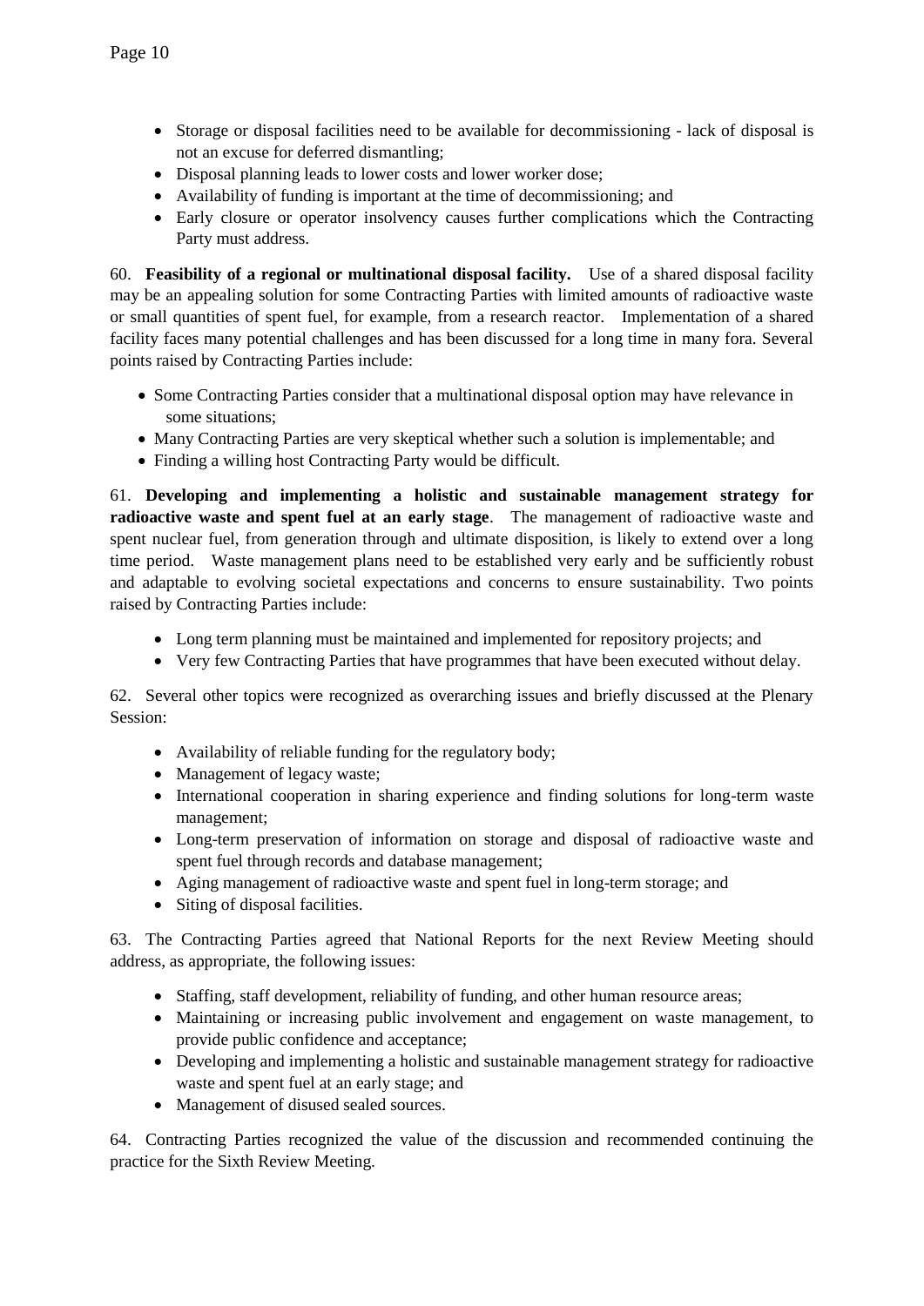- Storage or disposal facilities need to be available for decommissioning - lack of disposal is not an excuse for deferred dismantling;
- Disposal planning leads to lower costs and lower worker dose;
- Availability of funding is important at the time of decommissioning; and
- Early closure or operator insolvency causes further complications which the Contracting Party must address.

60. **Feasibility of a regional or multinational disposal facility.** Use of a shared disposal facility may be an appealing solution for some Contracting Parties with limited amounts of radioactive waste or small quantities of spent fuel, for example, from a research reactor. Implementation of a shared facility faces many potential challenges and has been discussed for a long time in many fora. Several points raised by Contracting Parties include:

- Some Contracting Parties consider that a multinational disposal option may have relevance in some situations;
- Many Contracting Parties are very skeptical whether such a solution is implementable; and
- Finding a willing host Contracting Party would be difficult.

61. **Developing and implementing a holistic and sustainable management strategy for radioactive waste and spent fuel at an early stage**. The management of radioactive waste and spent nuclear fuel, from generation through and ultimate disposition, is likely to extend over a long time period. Waste management plans need to be established very early and be sufficiently robust and adaptable to evolving societal expectations and concerns to ensure sustainability. Two points raised by Contracting Parties include:

- Long term planning must be maintained and implemented for repository projects; and
- Very few Contracting Parties that have programmes that have been executed without delay.

62. Several other topics were recognized as overarching issues and briefly discussed at the Plenary Session:

- Availability of reliable funding for the regulatory body;
- Management of legacy waste;
- International cooperation in sharing experience and finding solutions for long-term waste management;
- Long-term preservation of information on storage and disposal of radioactive waste and spent fuel through records and database management;
- Aging management of radioactive waste and spent fuel in long-term storage; and
- Siting of disposal facilities.

63. The Contracting Parties agreed that National Reports for the next Review Meeting should address, as appropriate, the following issues:

- Staffing, staff development, reliability of funding, and other human resource areas;
- Maintaining or increasing public involvement and engagement on waste management, to provide public confidence and acceptance;
- Developing and implementing a holistic and sustainable management strategy for radioactive waste and spent fuel at an early stage; and
- Management of disused sealed sources.

64. Contracting Parties recognized the value of the discussion and recommended continuing the practice for the Sixth Review Meeting.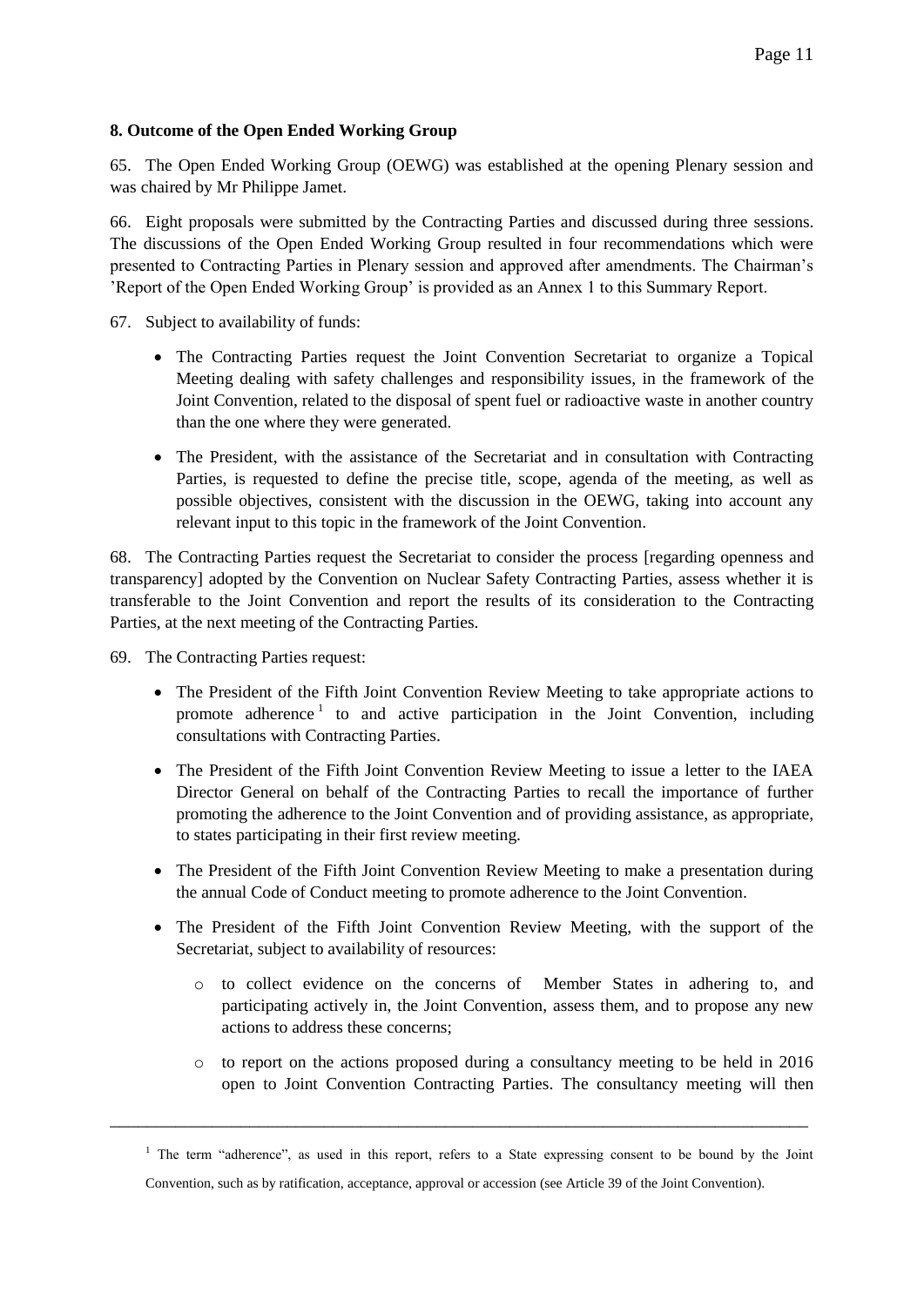**8. Outcome of the Open Ended Working Group**

65. The Open Ended Working Group (OEWG) was established at the opening Plenary session and was chaired by Mr Philippe Jamet.

66. Eight proposals were submitted by the Contracting Parties and discussed during three sessions. The discussions of the Open Ended Working Group resulted in four recommendations which were presented to Contracting Parties in Plenary session and approved after amendments. The Chairman's 'Report of the Open Ended Working Group' is provided as an Annex 1 to this Summary Report.

67. Subject to availability of funds:

- The Contracting Parties request the Joint Convention Secretariat to organize a Topical Meeting dealing with safety challenges and responsibility issues, in the framework of the Joint Convention, related to the disposal of spent fuel or radioactive waste in another country than the one where they were generated.
- The President, with the assistance of the Secretariat and in consultation with Contracting Parties, is requested to define the precise title, scope, agenda of the meeting, as well as possible objectives, consistent with the discussion in the OEWG, taking into account any relevant input to this topic in the framework of the Joint Convention.

68. The Contracting Parties request the Secretariat to consider the process [regarding openness and transparency] adopted by the Convention on Nuclear Safety Contracting Parties, assess whether it is transferable to the Joint Convention and report the results of its consideration to the Contracting Parties, at the next meeting of the Contracting Parties.

69. The Contracting Parties request:

- The President of the Fifth Joint Convention Review Meeting to take appropriate actions to promote adherence[1] to and active participation in the Joint Convention, including consultations with Contracting Parties.
- The President of the Fifth Joint Convention Review Meeting to issue a letter to the IAEA Director General on behalf of the Contracting Parties to recall the importance of further promoting the adherence to the Joint Convention and of providing assistance, as appropriate, to states participating in their first review meeting.
- The President of the Fifth Joint Convention Review Meeting to make a presentation during the annual Code of Conduct meeting to promote adherence to the Joint Convention.
- The President of the Fifth Joint Convention Review Meeting, with the support of the Secretariat, subject to availability of resources:
  - to collect evidence on the concerns of Member States in adhering to, and participating actively in, the Joint Convention, assess them, and to propose any new actions to address these concerns;
  - to report on the actions proposed during a consultancy meeting to be held in 2016 open to Joint Convention Contracting Parties. The consultancy meeting will then

---

[1] The term "adherence", as used in this report, refers to a State expressing consent to be bound by the Joint Convention, such as by ratification, acceptance, approval or accession (see Article 39 of the Joint Convention).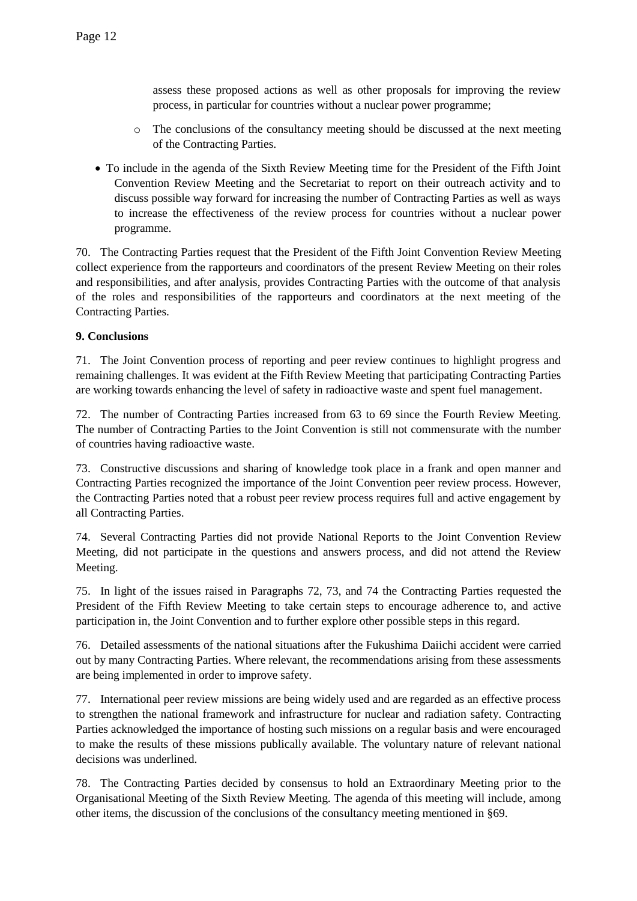assess these proposed actions as well as other proposals for improving the review process, in particular for countries without a nuclear power programme;

    - The conclusions of the consultancy meeting should be discussed at the next meeting of the Contracting Parties.

- To include in the agenda of the Sixth Review Meeting time for the President of the Fifth Joint Convention Review Meeting and the Secretariat to report on their outreach activity and to discuss possible way forward for increasing the number of Contracting Parties as well as ways to increase the effectiveness of the review process for countries without a nuclear power programme.

70. The Contracting Parties request that the President of the Fifth Joint Convention Review Meeting collect experience from the rapporteurs and coordinators of the present Review Meeting on their roles and responsibilities, and after analysis, provides Contracting Parties with the outcome of that analysis of the roles and responsibilities of the rapporteurs and coordinators at the next meeting of the Contracting Parties.

**9. Conclusions**

71. The Joint Convention process of reporting and peer review continues to highlight progress and remaining challenges. It was evident at the Fifth Review Meeting that participating Contracting Parties are working towards enhancing the level of safety in radioactive waste and spent fuel management.

72. The number of Contracting Parties increased from 63 to 69 since the Fourth Review Meeting. The number of Contracting Parties to the Joint Convention is still not commensurate with the number of countries having radioactive waste.

73. Constructive discussions and sharing of knowledge took place in a frank and open manner and Contracting Parties recognized the importance of the Joint Convention peer review process. However, the Contracting Parties noted that a robust peer review process requires full and active engagement by all Contracting Parties.

74. Several Contracting Parties did not provide National Reports to the Joint Convention Review Meeting, did not participate in the questions and answers process, and did not attend the Review Meeting.

75. In light of the issues raised in Paragraphs 72, 73, and 74 the Contracting Parties requested the President of the Fifth Review Meeting to take certain steps to encourage adherence to, and active participation in, the Joint Convention and to further explore other possible steps in this regard.

76. Detailed assessments of the national situations after the Fukushima Daiichi accident were carried out by many Contracting Parties. Where relevant, the recommendations arising from these assessments are being implemented in order to improve safety.

77. International peer review missions are being widely used and are regarded as an effective process to strengthen the national framework and infrastructure for nuclear and radiation safety. Contracting Parties acknowledged the importance of hosting such missions on a regular basis and were encouraged to make the results of these missions publically available. The voluntary nature of relevant national decisions was underlined.

78. The Contracting Parties decided by consensus to hold an Extraordinary Meeting prior to the Organisational Meeting of the Sixth Review Meeting. The agenda of this meeting will include, among other items, the discussion of the conclusions of the consultancy meeting mentioned in §69.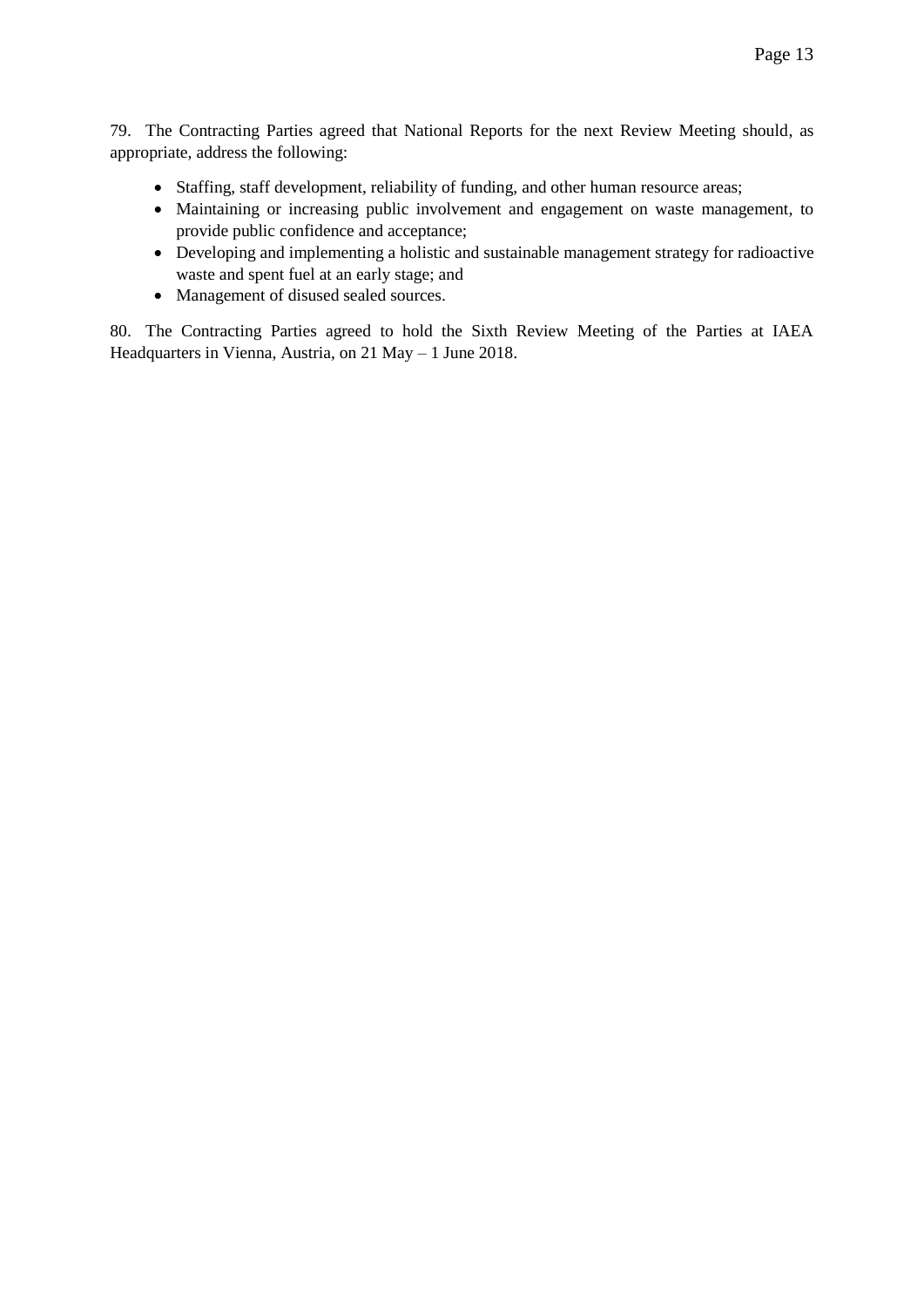79. The Contracting Parties agreed that National Reports for the next Review Meeting should, as appropriate, address the following:

- Staffing, staff development, reliability of funding, and other human resource areas;
- Maintaining or increasing public involvement and engagement on waste management, to provide public confidence and acceptance;
- Developing and implementing a holistic and sustainable management strategy for radioactive waste and spent fuel at an early stage; and
- Management of disused sealed sources.

80. The Contracting Parties agreed to hold the Sixth Review Meeting of the Parties at IAEA Headquarters in Vienna, Austria, on 21 May – 1 June 2018.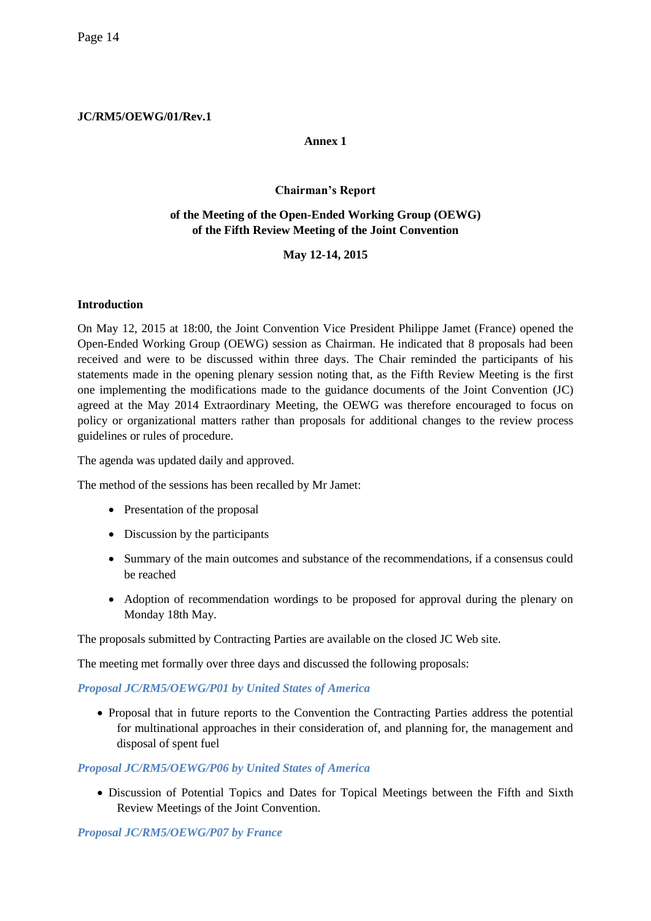**JC/RM5/OEWG/01/Rev.1**

**Annex 1**

**Chairman's Report**

**of the Meeting of the Open-Ended Working Group (OEWG) of the Fifth Review Meeting of the Joint Convention**

**May 12-14, 2015**

**Introduction**

On May 12, 2015 at 18:00, the Joint Convention Vice President Philippe Jamet (France) opened the Open-Ended Working Group (OEWG) session as Chairman. He indicated that 8 proposals had been received and were to be discussed within three days. The Chair reminded the participants of his statements made in the opening plenary session noting that, as the Fifth Review Meeting is the first one implementing the modifications made to the guidance documents of the Joint Convention (JC) agreed at the May 2014 Extraordinary Meeting, the OEWG was therefore encouraged to focus on policy or organizational matters rather than proposals for additional changes to the review process guidelines or rules of procedure.

The agenda was updated daily and approved.

The method of the sessions has been recalled by Mr Jamet:

- Presentation of the proposal
- Discussion by the participants
- Summary of the main outcomes and substance of the recommendations, if a consensus could be reached
- Adoption of recommendation wordings to be proposed for approval during the plenary on Monday 18th May.

The proposals submitted by Contracting Parties are available on the closed JC Web site.

The meeting met formally over three days and discussed the following proposals:

***Proposal JC/RM5/OEWG/P01 by United States of America***

- Proposal that in future reports to the Convention the Contracting Parties address the potential for multinational approaches in their consideration of, and planning for, the management and disposal of spent fuel

***Proposal JC/RM5/OEWG/P06 by United States of America***

- Discussion of Potential Topics and Dates for Topical Meetings between the Fifth and Sixth Review Meetings of the Joint Convention.

***Proposal JC/RM5/OEWG/P07 by France***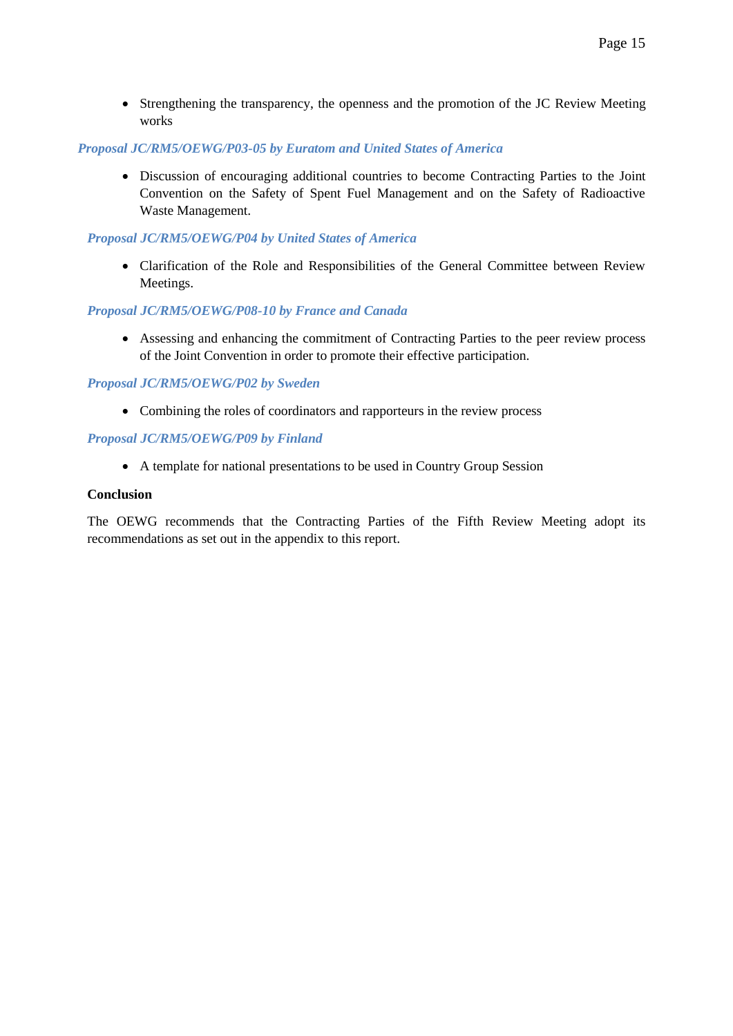- Strengthening the transparency, the openness and the promotion of the JC Review Meeting works

***Proposal JC/RM5/OEWG/P03-05 by Euratom and United States of America***

- Discussion of encouraging additional countries to become Contracting Parties to the Joint Convention on the Safety of Spent Fuel Management and on the Safety of Radioactive Waste Management.

***Proposal JC/RM5/OEWG/P04 by United States of America***

- Clarification of the Role and Responsibilities of the General Committee between Review Meetings.

***Proposal JC/RM5/OEWG/P08-10 by France and Canada***

- Assessing and enhancing the commitment of Contracting Parties to the peer review process of the Joint Convention in order to promote their effective participation.

***Proposal JC/RM5/OEWG/P02 by Sweden***

- Combining the roles of coordinators and rapporteurs in the review process

***Proposal JC/RM5/OEWG/P09 by Finland***

- A template for national presentations to be used in Country Group Session

**Conclusion**

The OEWG recommends that the Contracting Parties of the Fifth Review Meeting adopt its recommendations as set out in the appendix to this report.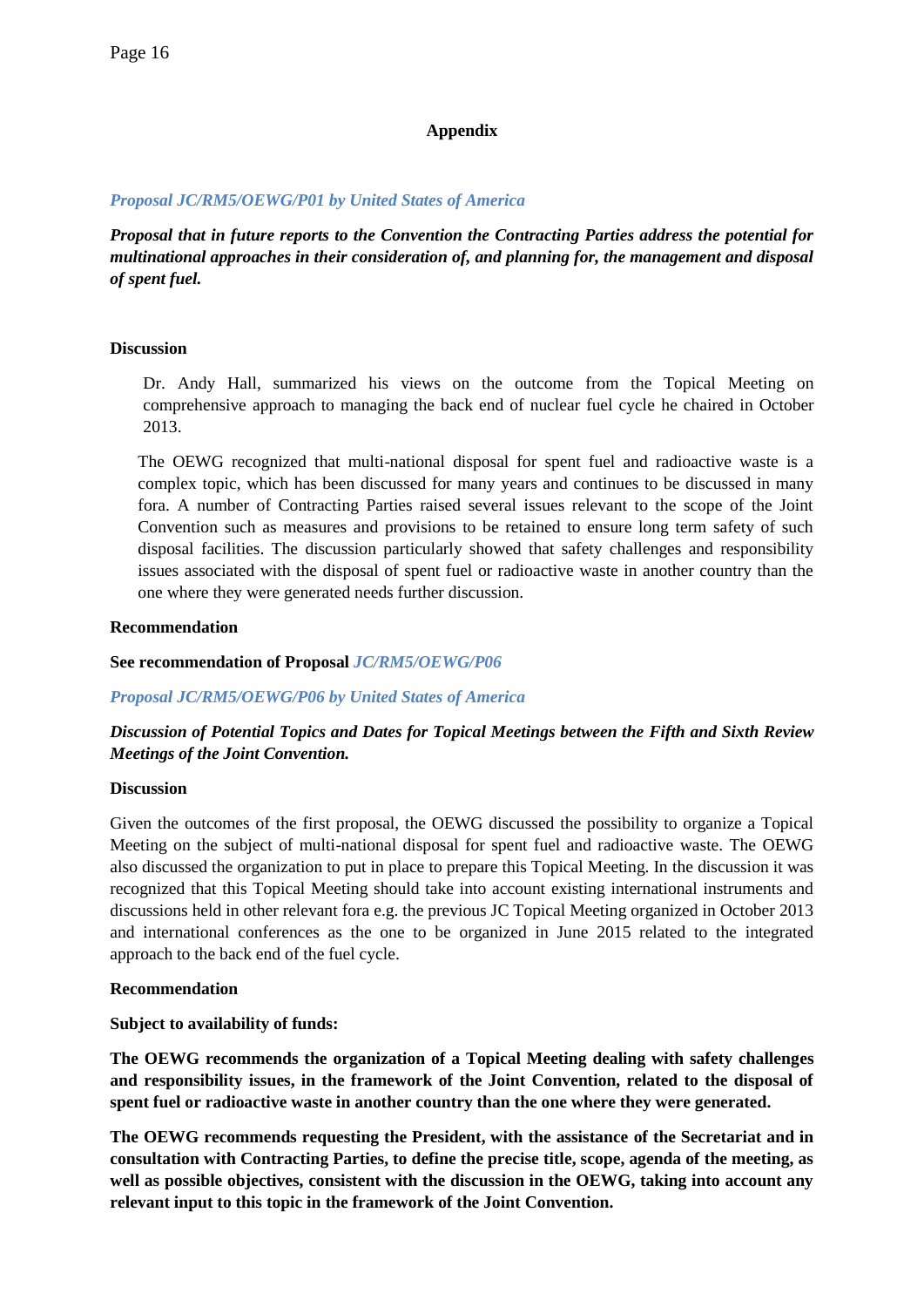## Appendix

***Proposal JC/RM5/OEWG/P01 by United States of America***

***Proposal that in future reports to the Convention the Contracting Parties address the potential for multinational approaches in their consideration of, and planning for, the management and disposal of spent fuel.***

**Discussion**

Dr. Andy Hall, summarized his views on the outcome from the Topical Meeting on comprehensive approach to managing the back end of nuclear fuel cycle he chaired in October 2013.

The OEWG recognized that multi-national disposal for spent fuel and radioactive waste is a complex topic, which has been discussed for many years and continues to be discussed in many fora. A number of Contracting Parties raised several issues relevant to the scope of the Joint Convention such as measures and provisions to be retained to ensure long term safety of such disposal facilities. The discussion particularly showed that safety challenges and responsibility issues associated with the disposal of spent fuel or radioactive waste in another country than the one where they were generated needs further discussion.

**Recommendation**

**See recommendation of Proposal** ***JC/RM5/OEWG/P06***

***Proposal JC/RM5/OEWG/P06 by United States of America***

***Discussion of Potential Topics and Dates for Topical Meetings between the Fifth and Sixth Review Meetings of the Joint Convention.***

**Discussion**

Given the outcomes of the first proposal, the OEWG discussed the possibility to organize a Topical Meeting on the subject of multi-national disposal for spent fuel and radioactive waste. The OEWG also discussed the organization to put in place to prepare this Topical Meeting. In the discussion it was recognized that this Topical Meeting should take into account existing international instruments and discussions held in other relevant fora e.g. the previous JC Topical Meeting organized in October 2013 and international conferences as the one to be organized in June 2015 related to the integrated approach to the back end of the fuel cycle.

**Recommendation**

**Subject to availability of funds:**

**The OEWG recommends the organization of a Topical Meeting dealing with safety challenges and responsibility issues, in the framework of the Joint Convention, related to the disposal of spent fuel or radioactive waste in another country than the one where they were generated.**

**The OEWG recommends requesting the President, with the assistance of the Secretariat and in consultation with Contracting Parties, to define the precise title, scope, agenda of the meeting, as well as possible objectives, consistent with the discussion in the OEWG, taking into account any relevant input to this topic in the framework of the Joint Convention.**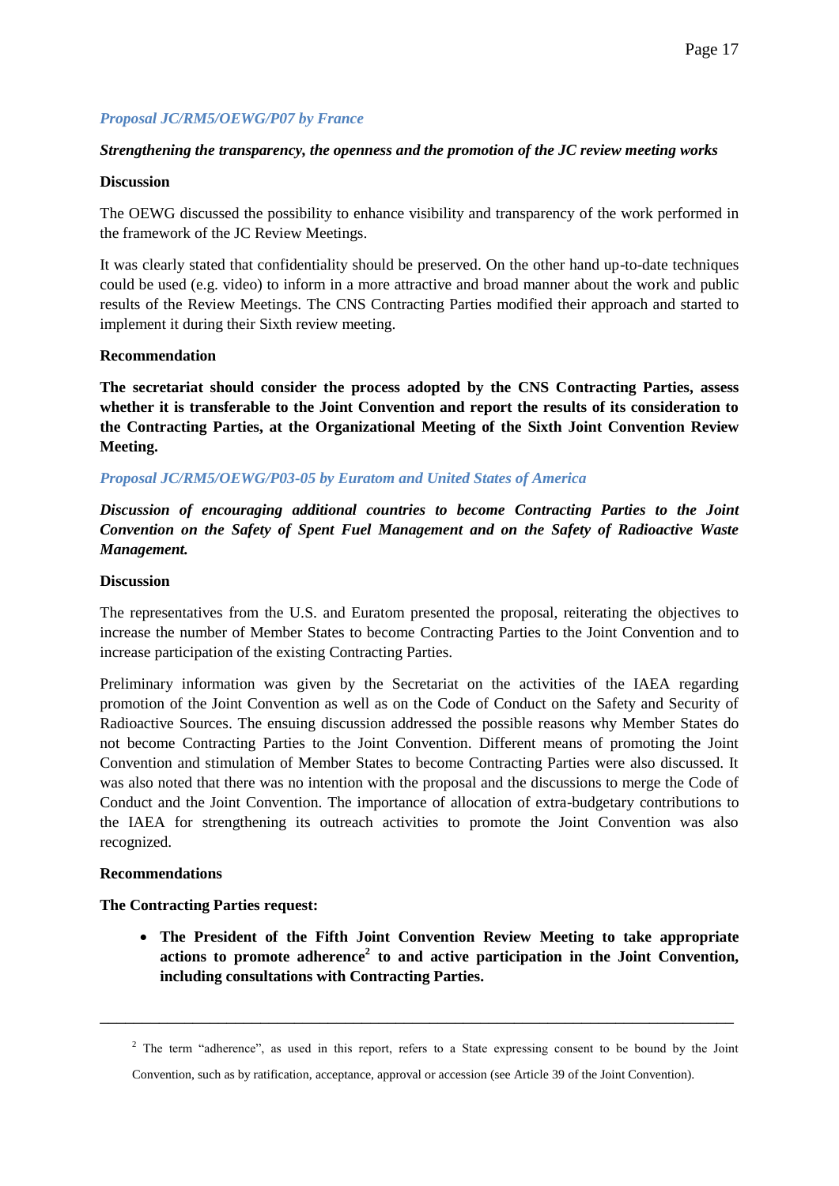*Proposal JC/RM5/OEWG/P07 by France*

***Strengthening the transparency, the openness and the promotion of the JC review meeting works***

**Discussion**

The OEWG discussed the possibility to enhance visibility and transparency of the work performed in the framework of the JC Review Meetings.

It was clearly stated that confidentiality should be preserved. On the other hand up-to-date techniques could be used (e.g. video) to inform in a more attractive and broad manner about the work and public results of the Review Meetings. The CNS Contracting Parties modified their approach and started to implement it during their Sixth review meeting.

**Recommendation**

**The secretariat should consider the process adopted by the CNS Contracting Parties, assess whether it is transferable to the Joint Convention and report the results of its consideration to the Contracting Parties, at the Organizational Meeting of the Sixth Joint Convention Review Meeting.**

*Proposal JC/RM5/OEWG/P03-05 by Euratom and United States of America*

***Discussion of encouraging additional countries to become Contracting Parties to the Joint Convention on the Safety of Spent Fuel Management and on the Safety of Radioactive Waste Management.***

**Discussion**

The representatives from the U.S. and Euratom presented the proposal, reiterating the objectives to increase the number of Member States to become Contracting Parties to the Joint Convention and to increase participation of the existing Contracting Parties.

Preliminary information was given by the Secretariat on the activities of the IAEA regarding promotion of the Joint Convention as well as on the Code of Conduct on the Safety and Security of Radioactive Sources. The ensuing discussion addressed the possible reasons why Member States do not become Contracting Parties to the Joint Convention. Different means of promoting the Joint Convention and stimulation of Member States to become Contracting Parties were also discussed. It was also noted that there was no intention with the proposal and the discussions to merge the Code of Conduct and the Joint Convention. The importance of allocation of extra-budgetary contributions to the IAEA for strengthening its outreach activities to promote the Joint Convention was also recognized.

**Recommendations**

**The Contracting Parties request:**

- **The President of the Fifth Joint Convention Review Meeting to take appropriate actions to promote adherence[2] to and active participation in the Joint Convention, including consultations with Contracting Parties.**

---

[2] The term "adherence", as used in this report, refers to a State expressing consent to be bound by the Joint Convention, such as by ratification, acceptance, approval or accession (see Article 39 of the Joint Convention).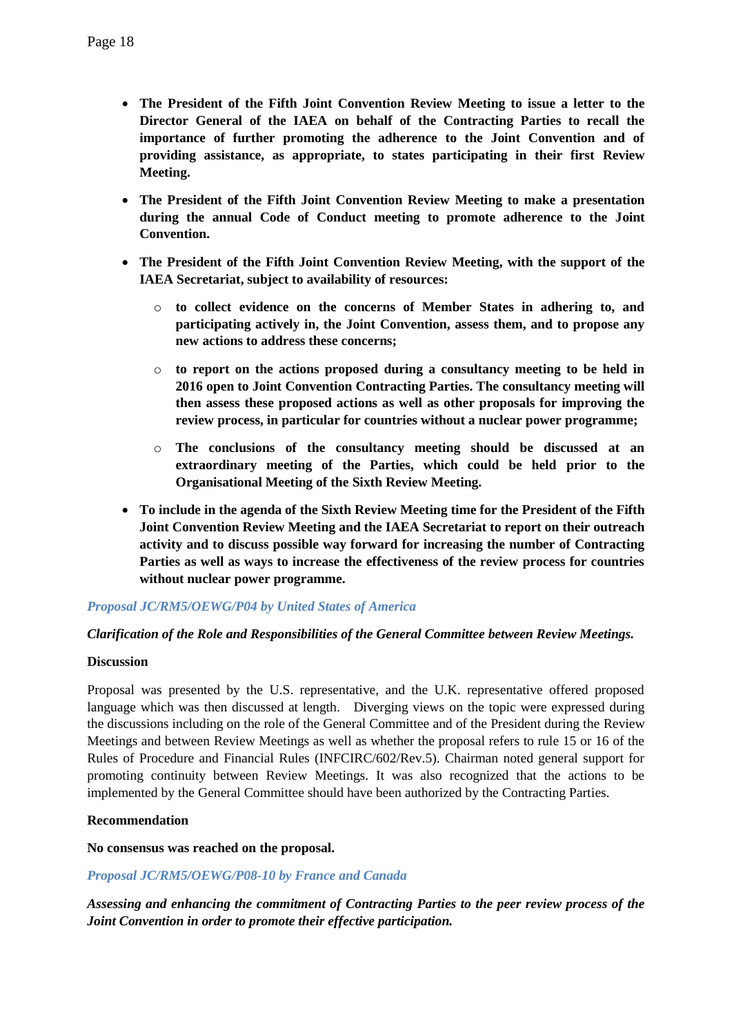- **The President of the Fifth Joint Convention Review Meeting to issue a letter to the Director General of the IAEA on behalf of the Contracting Parties to recall the importance of further promoting the adherence to the Joint Convention and of providing assistance, as appropriate, to states participating in their first Review Meeting.**

- **The President of the Fifth Joint Convention Review Meeting to make a presentation during the annual Code of Conduct meeting to promote adherence to the Joint Convention.**

- **The President of the Fifth Joint Convention Review Meeting, with the support of the IAEA Secretariat, subject to availability of resources:**

  - **to collect evidence on the concerns of Member States in adhering to, and participating actively in, the Joint Convention, assess them, and to propose any new actions to address these concerns;**

  - **to report on the actions proposed during a consultancy meeting to be held in 2016 open to Joint Convention Contracting Parties. The consultancy meeting will then assess these proposed actions as well as other proposals for improving the review process, in particular for countries without a nuclear power programme;**

  - **The conclusions of the consultancy meeting should be discussed at an extraordinary meeting of the Parties, which could be held prior to the Organisational Meeting of the Sixth Review Meeting.**

- **To include in the agenda of the Sixth Review Meeting time for the President of the Fifth Joint Convention Review Meeting and the IAEA Secretariat to report on their outreach activity and to discuss possible way forward for increasing the number of Contracting Parties as well as ways to increase the effectiveness of the review process for countries without nuclear power programme.**

*Proposal JC/RM5/OEWG/P04 by United States of America*

***Clarification of the Role and Responsibilities of the General Committee between Review Meetings.***

**Discussion**

Proposal was presented by the U.S. representative, and the U.K. representative offered proposed language which was then discussed at length. Diverging views on the topic were expressed during the discussions including on the role of the General Committee and of the President during the Review Meetings and between Review Meetings as well as whether the proposal refers to rule 15 or 16 of the Rules of Procedure and Financial Rules (INFCIRC/602/Rev.5). Chairman noted general support for promoting continuity between Review Meetings. It was also recognized that the actions to be implemented by the General Committee should have been authorized by the Contracting Parties.

**Recommendation**

**No consensus was reached on the proposal.**

*Proposal JC/RM5/OEWG/P08-10 by France and Canada*

***Assessing and enhancing the commitment of Contracting Parties to the peer review process of the Joint Convention in order to promote their effective participation.***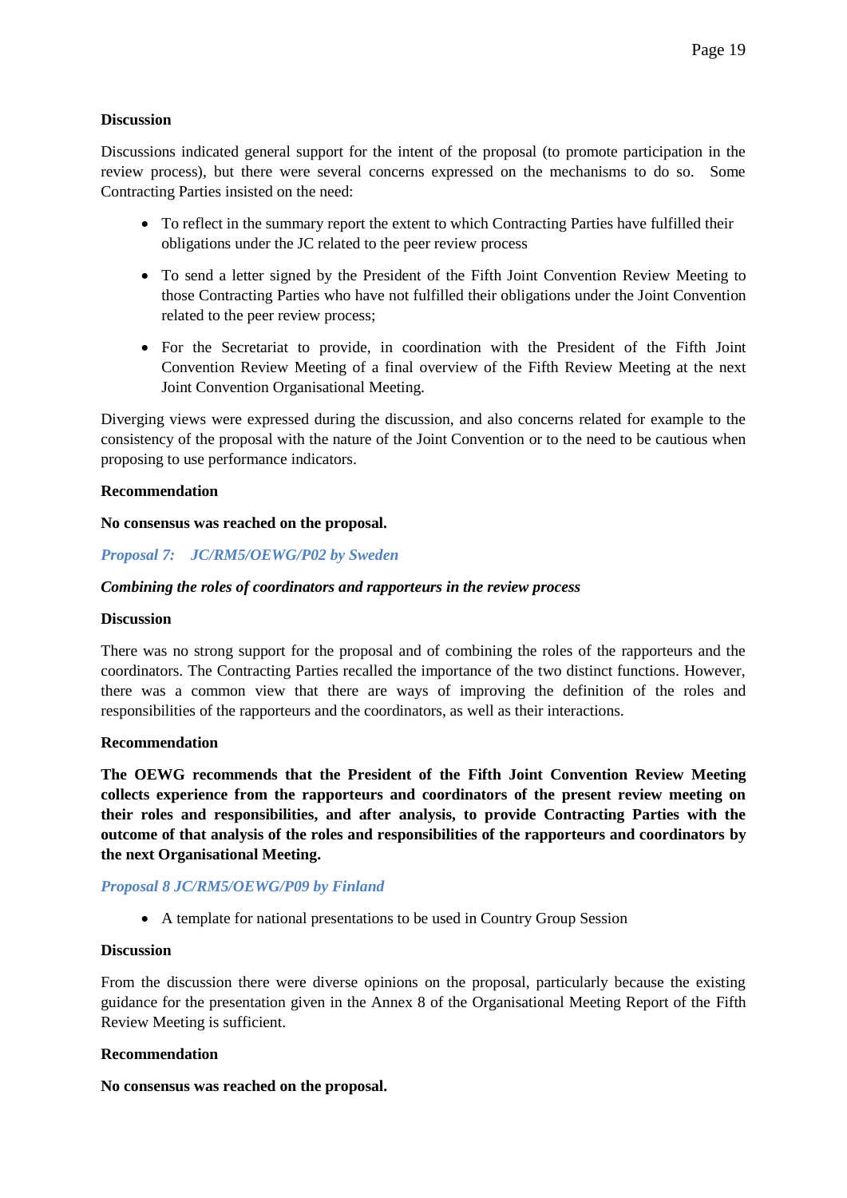**Discussion**

Discussions indicated general support for the intent of the proposal (to promote participation in the review process), but there were several concerns expressed on the mechanisms to do so. Some Contracting Parties insisted on the need:

- To reflect in the summary report the extent to which Contracting Parties have fulfilled their obligations under the JC related to the peer review process
- To send a letter signed by the President of the Fifth Joint Convention Review Meeting to those Contracting Parties who have not fulfilled their obligations under the Joint Convention related to the peer review process;
- For the Secretariat to provide, in coordination with the President of the Fifth Joint Convention Review Meeting of a final overview of the Fifth Review Meeting at the next Joint Convention Organisational Meeting.

Diverging views were expressed during the discussion, and also concerns related for example to the consistency of the proposal with the nature of the Joint Convention or to the need to be cautious when proposing to use performance indicators.

**Recommendation**

**No consensus was reached on the proposal.**

***Proposal 7: JC/RM5/OEWG/P02 by Sweden***

***Combining the roles of coordinators and rapporteurs in the review process***

**Discussion**

There was no strong support for the proposal and of combining the roles of the rapporteurs and the coordinators. The Contracting Parties recalled the importance of the two distinct functions. However, there was a common view that there are ways of improving the definition of the roles and responsibilities of the rapporteurs and the coordinators, as well as their interactions.

**Recommendation**

**The OEWG recommends that the President of the Fifth Joint Convention Review Meeting collects experience from the rapporteurs and coordinators of the present review meeting on their roles and responsibilities, and after analysis, to provide Contracting Parties with the outcome of that analysis of the roles and responsibilities of the rapporteurs and coordinators by the next Organisational Meeting.**

***Proposal 8 JC/RM5/OEWG/P09 by Finland***

- A template for national presentations to be used in Country Group Session

**Discussion**

From the discussion there were diverse opinions on the proposal, particularly because the existing guidance for the presentation given in the Annex 8 of the Organisational Meeting Report of the Fifth Review Meeting is sufficient.

**Recommendation**

**No consensus was reached on the proposal.**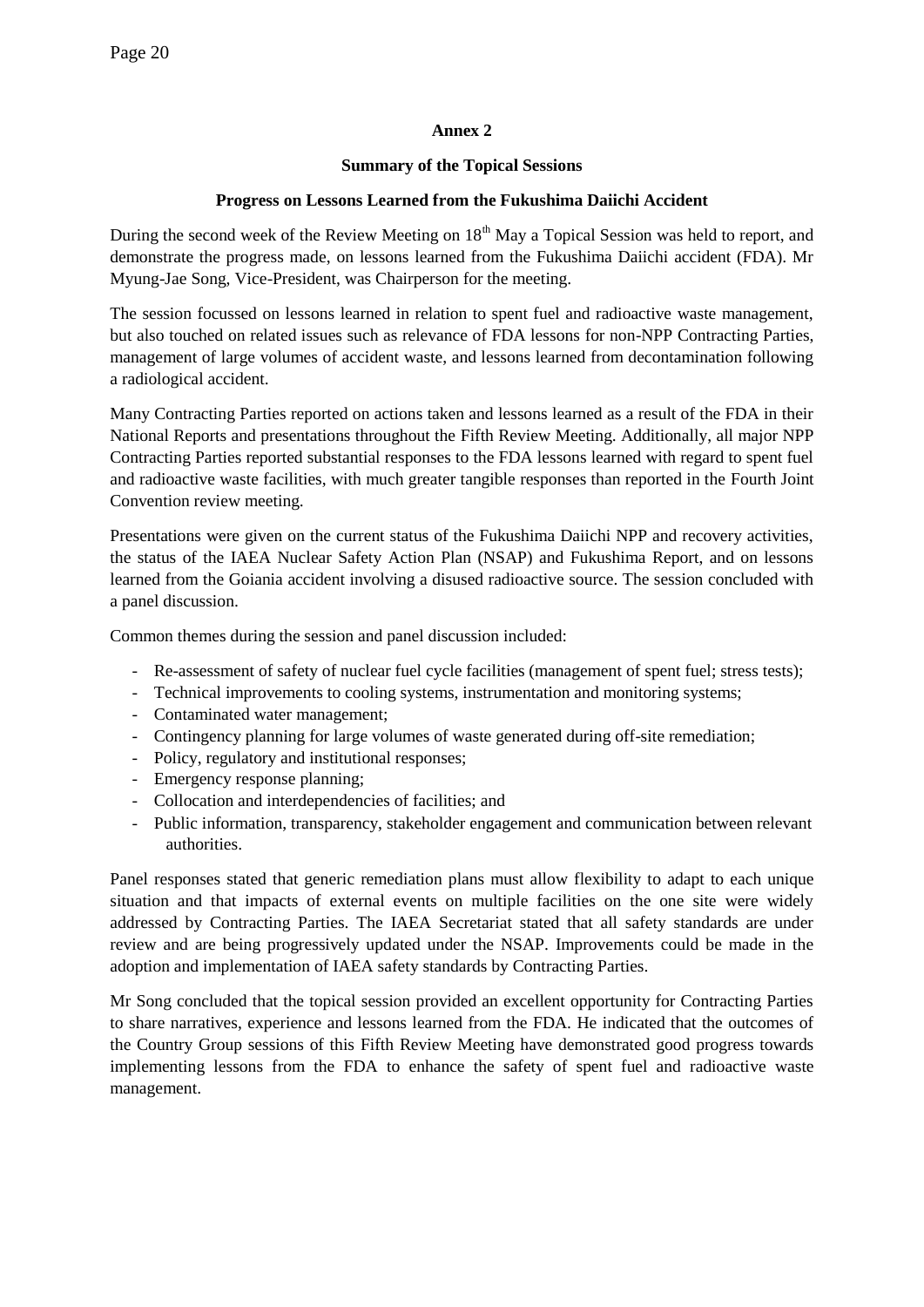## Annex 2

### Summary of the Topical Sessions

### Progress on Lessons Learned from the Fukushima Daiichi Accident

During the second week of the Review Meeting on 18th May a Topical Session was held to report, and demonstrate the progress made, on lessons learned from the Fukushima Daiichi accident (FDA). Mr Myung-Jae Song, Vice-President, was Chairperson for the meeting.

The session focussed on lessons learned in relation to spent fuel and radioactive waste management, but also touched on related issues such as relevance of FDA lessons for non-NPP Contracting Parties, management of large volumes of accident waste, and lessons learned from decontamination following a radiological accident.

Many Contracting Parties reported on actions taken and lessons learned as a result of the FDA in their National Reports and presentations throughout the Fifth Review Meeting. Additionally, all major NPP Contracting Parties reported substantial responses to the FDA lessons learned with regard to spent fuel and radioactive waste facilities, with much greater tangible responses than reported in the Fourth Joint Convention review meeting.

Presentations were given on the current status of the Fukushima Daiichi NPP and recovery activities, the status of the IAEA Nuclear Safety Action Plan (NSAP) and Fukushima Report, and on lessons learned from the Goiania accident involving a disused radioactive source. The session concluded with a panel discussion.

Common themes during the session and panel discussion included:

- Re-assessment of safety of nuclear fuel cycle facilities (management of spent fuel; stress tests);
- Technical improvements to cooling systems, instrumentation and monitoring systems;
- Contaminated water management;
- Contingency planning for large volumes of waste generated during off-site remediation;
- Policy, regulatory and institutional responses;
- Emergency response planning;
- Collocation and interdependencies of facilities; and
- Public information, transparency, stakeholder engagement and communication between relevant authorities.

Panel responses stated that generic remediation plans must allow flexibility to adapt to each unique situation and that impacts of external events on multiple facilities on the one site were widely addressed by Contracting Parties. The IAEA Secretariat stated that all safety standards are under review and are being progressively updated under the NSAP. Improvements could be made in the adoption and implementation of IAEA safety standards by Contracting Parties.

Mr Song concluded that the topical session provided an excellent opportunity for Contracting Parties to share narratives, experience and lessons learned from the FDA. He indicated that the outcomes of the Country Group sessions of this Fifth Review Meeting have demonstrated good progress towards implementing lessons from the FDA to enhance the safety of spent fuel and radioactive waste management.